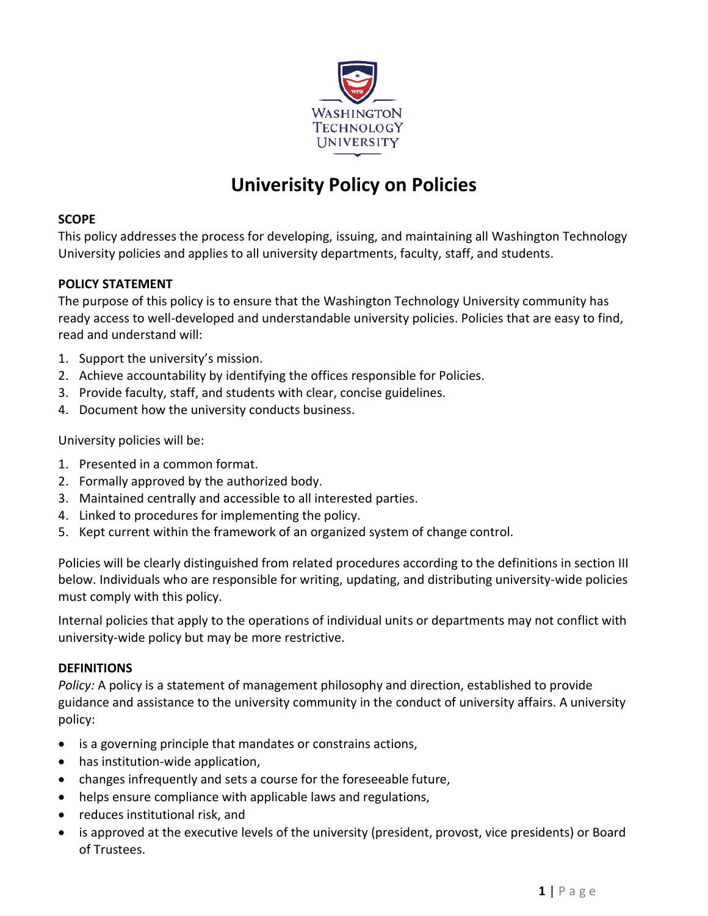WASHINGTON TECHNOLOGY UNIVERSITY

# Univerisity Policy on Policies

**SCOPE**

This policy addresses the process for developing, issuing, and maintaining all Washington Technology University policies and applies to all university departments, faculty, staff, and students.

**POLICY STATEMENT**

The purpose of this policy is to ensure that the Washington Technology University community has ready access to well-developed and understandable university policies. Policies that are easy to find, read and understand will:

1. Support the university's mission.
2. Achieve accountability by identifying the offices responsible for Policies.
3. Provide faculty, staff, and students with clear, concise guidelines.
4. Document how the university conducts business.

University policies will be:

1. Presented in a common format.
2. Formally approved by the authorized body.
3. Maintained centrally and accessible to all interested parties.
4. Linked to procedures for implementing the policy.
5. Kept current within the framework of an organized system of change control.

Policies will be clearly distinguished from related procedures according to the definitions in section III below. Individuals who are responsible for writing, updating, and distributing university-wide policies must comply with this policy.

Internal policies that apply to the operations of individual units or departments may not conflict with university-wide policy but may be more restrictive.

**DEFINITIONS**

*Policy:* A policy is a statement of management philosophy and direction, established to provide guidance and assistance to the university community in the conduct of university affairs. A university policy:

- is a governing principle that mandates or constrains actions,
- has institution-wide application,
- changes infrequently and sets a course for the foreseeable future,
- helps ensure compliance with applicable laws and regulations,
- reduces institutional risk, and
- is approved at the executive levels of the university (president, provost, vice presidents) or Board of Trustees.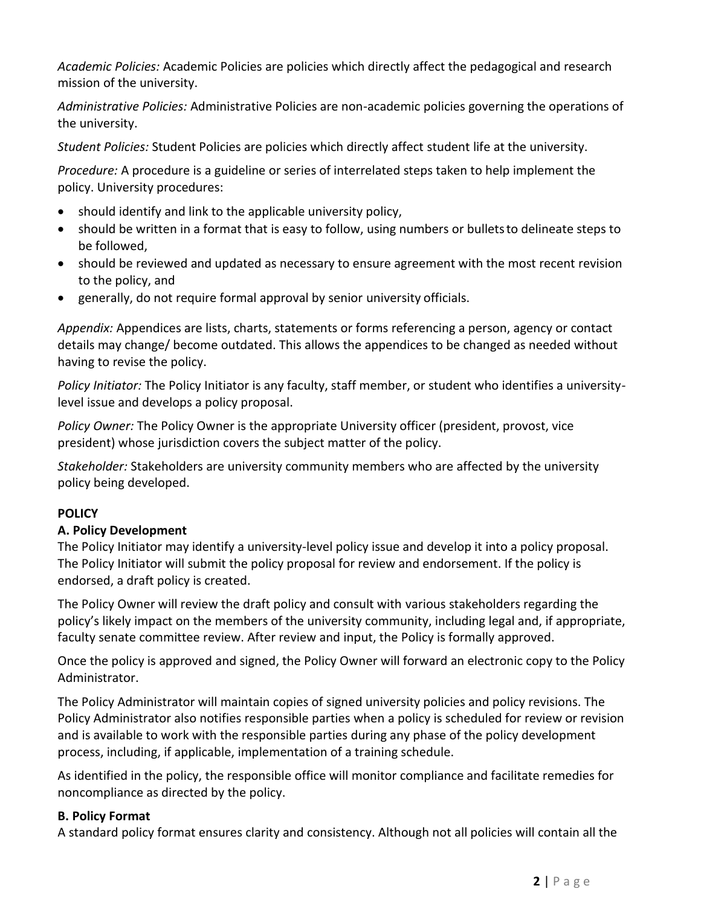*Academic Policies:* Academic Policies are policies which directly affect the pedagogical and research mission of the university.

*Administrative Policies:* Administrative Policies are non-academic policies governing the operations of the university.

*Student Policies:* Student Policies are policies which directly affect student life at the university.

*Procedure:* A procedure is a guideline or series of interrelated steps taken to help implement the policy. University procedures:

- should identify and link to the applicable university policy,
- should be written in a format that is easy to follow, using numbers or bullets to delineate steps to be followed,
- should be reviewed and updated as necessary to ensure agreement with the most recent revision to the policy, and
- generally, do not require formal approval by senior university officials.

*Appendix:* Appendices are lists, charts, statements or forms referencing a person, agency or contact details may change/ become outdated. This allows the appendices to be changed as needed without having to revise the policy.

*Policy Initiator:* The Policy Initiator is any faculty, staff member, or student who identifies a university-level issue and develops a policy proposal.

*Policy Owner:* The Policy Owner is the appropriate University officer (president, provost, vice president) whose jurisdiction covers the subject matter of the policy.

*Stakeholder:* Stakeholders are university community members who are affected by the university policy being developed.

**POLICY**

**A. Policy Development**

The Policy Initiator may identify a university-level policy issue and develop it into a policy proposal. The Policy Initiator will submit the policy proposal for review and endorsement. If the policy is endorsed, a draft policy is created.

The Policy Owner will review the draft policy and consult with various stakeholders regarding the policy's likely impact on the members of the university community, including legal and, if appropriate, faculty senate committee review. After review and input, the Policy is formally approved.

Once the policy is approved and signed, the Policy Owner will forward an electronic copy to the Policy Administrator.

The Policy Administrator will maintain copies of signed university policies and policy revisions. The Policy Administrator also notifies responsible parties when a policy is scheduled for review or revision and is available to work with the responsible parties during any phase of the policy development process, including, if applicable, implementation of a training schedule.

As identified in the policy, the responsible office will monitor compliance and facilitate remedies for noncompliance as directed by the policy.

**B. Policy Format**

A standard policy format ensures clarity and consistency. Although not all policies will contain all the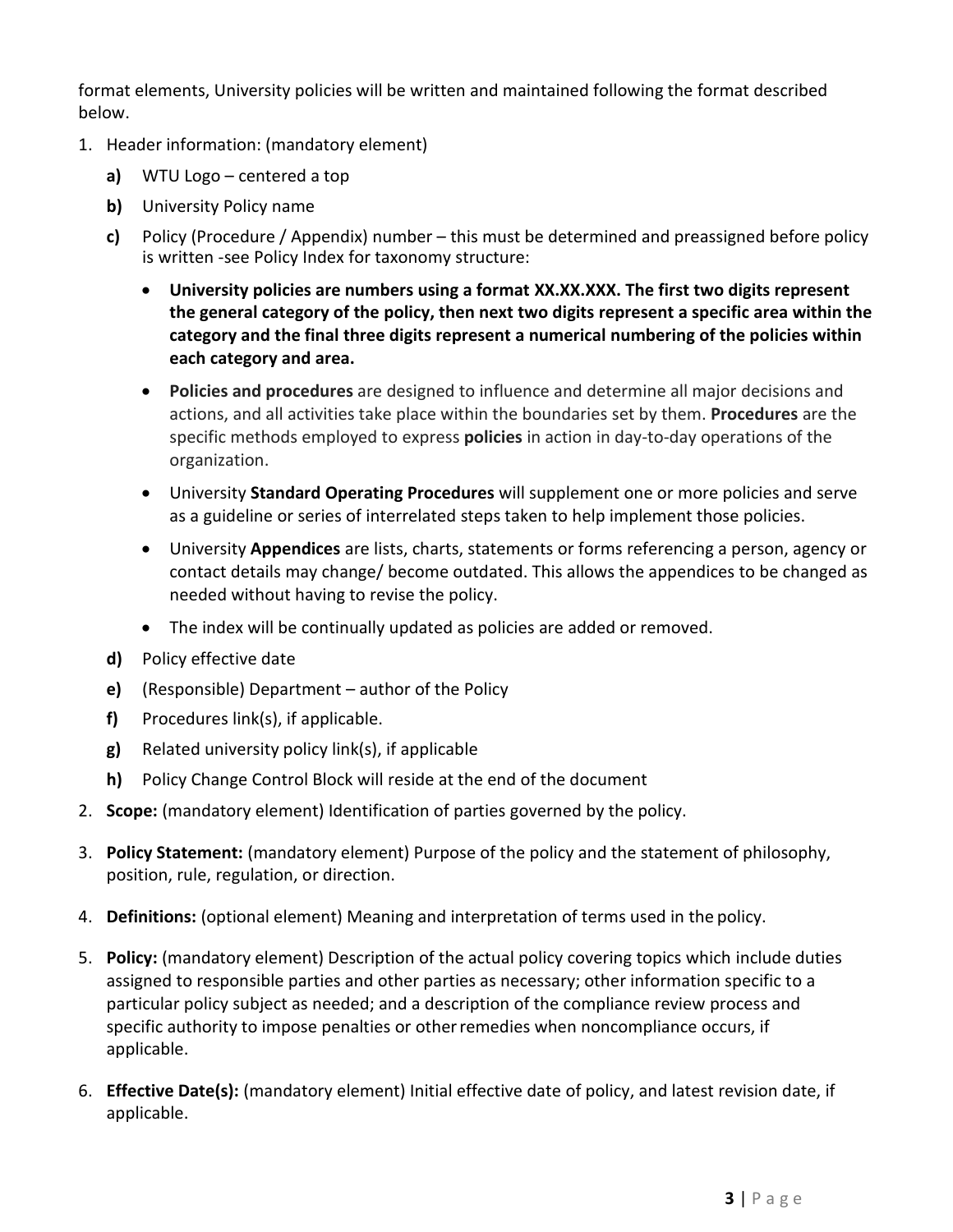format elements, University policies will be written and maintained following the format described below.

1. Header information: (mandatory element)
   **a)** WTU Logo – centered a top
   **b)** University Policy name
   **c)** Policy (Procedure / Appendix) number – this must be determined and preassigned before policy is written -see Policy Index for taxonomy structure:
      - **University policies are numbers using a format XX.XX.XXX. The first two digits represent the general category of the policy, then next two digits represent a specific area within the category and the final three digits represent a numerical numbering of the policies within each category and area.**
      - **Policies and procedures** are designed to influence and determine all major decisions and actions, and all activities take place within the boundaries set by them. **Procedures** are the specific methods employed to express **policies** in action in day-to-day operations of the organization.
      - University **Standard Operating Procedures** will supplement one or more policies and serve as a guideline or series of interrelated steps taken to help implement those policies.
      - University **Appendices** are lists, charts, statements or forms referencing a person, agency or contact details may change/ become outdated. This allows the appendices to be changed as needed without having to revise the policy.
      - The index will be continually updated as policies are added or removed.

   **d)** Policy effective date
   **e)** (Responsible) Department – author of the Policy
   **f)** Procedures link(s), if applicable.
   **g)** Related university policy link(s), if applicable
   **h)** Policy Change Control Block will reside at the end of the document
2. **Scope:** (mandatory element) Identification of parties governed by the policy.
3. **Policy Statement:** (mandatory element) Purpose of the policy and the statement of philosophy, position, rule, regulation, or direction.
4. **Definitions:** (optional element) Meaning and interpretation of terms used in the policy.
5. **Policy:** (mandatory element) Description of the actual policy covering topics which include duties assigned to responsible parties and other parties as necessary; other information specific to a particular policy subject as needed; and a description of the compliance review process and specific authority to impose penalties or other remedies when noncompliance occurs, if applicable.
6. **Effective Date(s):** (mandatory element) Initial effective date of policy, and latest revision date, if applicable.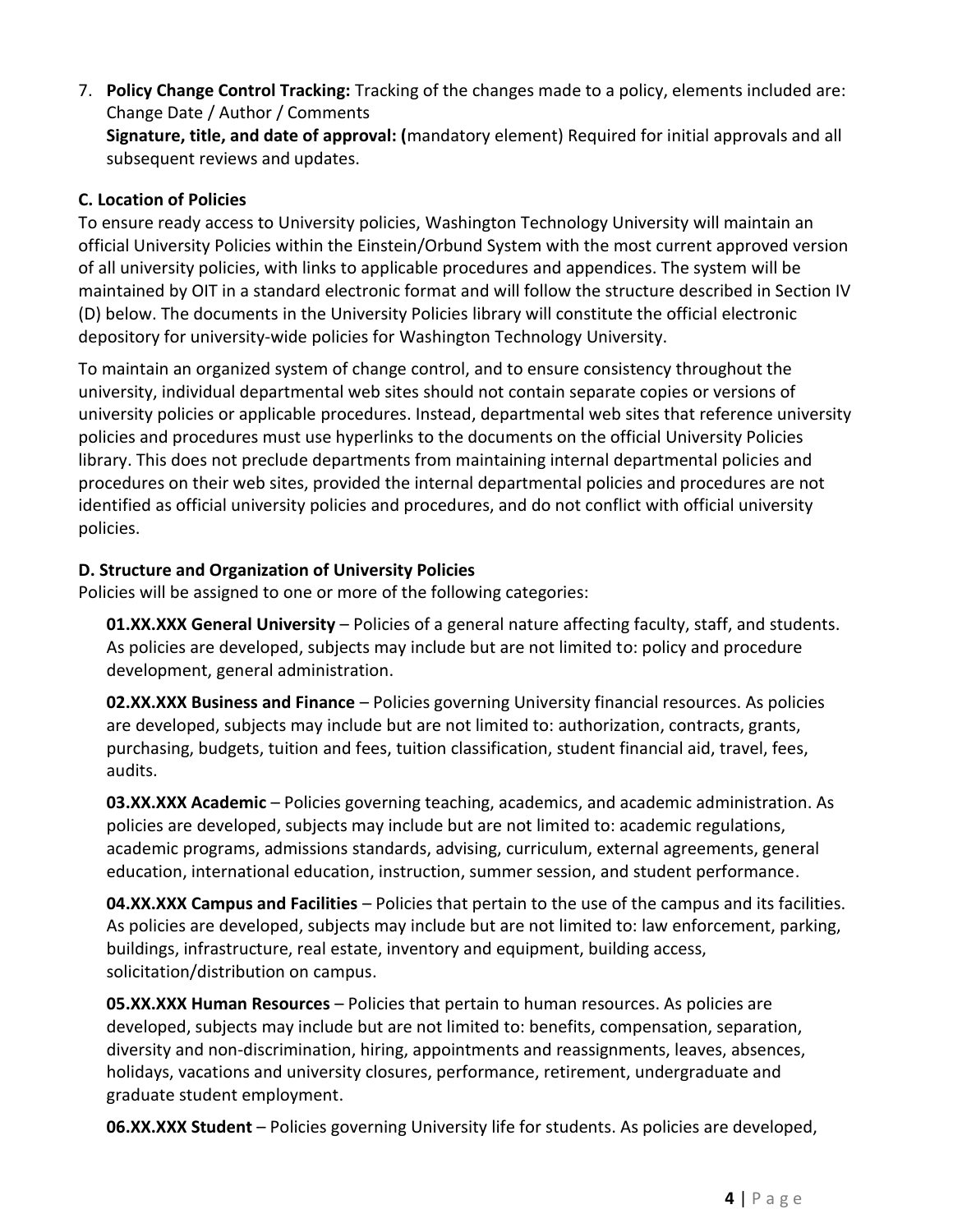7. **Policy Change Control Tracking:** Tracking of the changes made to a policy, elements included are: Change Date / Author / Comments
   **Signature, title, and date of approval: (**mandatory element) Required for initial approvals and all subsequent reviews and updates.

### C. Location of Policies

To ensure ready access to University policies, Washington Technology University will maintain an official University Policies within the Einstein/Orbund System with the most current approved version of all university policies, with links to applicable procedures and appendices. The system will be maintained by OIT in a standard electronic format and will follow the structure described in Section IV (D) below. The documents in the University Policies library will constitute the official electronic depository for university-wide policies for Washington Technology University.

To maintain an organized system of change control, and to ensure consistency throughout the university, individual departmental web sites should not contain separate copies or versions of university policies or applicable procedures. Instead, departmental web sites that reference university policies and procedures must use hyperlinks to the documents on the official University Policies library. This does not preclude departments from maintaining internal departmental policies and procedures on their web sites, provided the internal departmental policies and procedures are not identified as official university policies and procedures, and do not conflict with official university policies.

### D. Structure and Organization of University Policies

Policies will be assigned to one or more of the following categories:

**01.XX.XXX General University** – Policies of a general nature affecting faculty, staff, and students. As policies are developed, subjects may include but are not limited to: policy and procedure development, general administration.

**02.XX.XXX Business and Finance** – Policies governing University financial resources. As policies are developed, subjects may include but are not limited to: authorization, contracts, grants, purchasing, budgets, tuition and fees, tuition classification, student financial aid, travel, fees, audits.

**03.XX.XXX Academic** – Policies governing teaching, academics, and academic administration. As policies are developed, subjects may include but are not limited to: academic regulations, academic programs, admissions standards, advising, curriculum, external agreements, general education, international education, instruction, summer session, and student performance.

**04.XX.XXX Campus and Facilities** – Policies that pertain to the use of the campus and its facilities. As policies are developed, subjects may include but are not limited to: law enforcement, parking, buildings, infrastructure, real estate, inventory and equipment, building access, solicitation/distribution on campus.

**05.XX.XXX Human Resources** – Policies that pertain to human resources. As policies are developed, subjects may include but are not limited to: benefits, compensation, separation, diversity and non-discrimination, hiring, appointments and reassignments, leaves, absences, holidays, vacations and university closures, performance, retirement, undergraduate and graduate student employment.

**06.XX.XXX Student** – Policies governing University life for students. As policies are developed,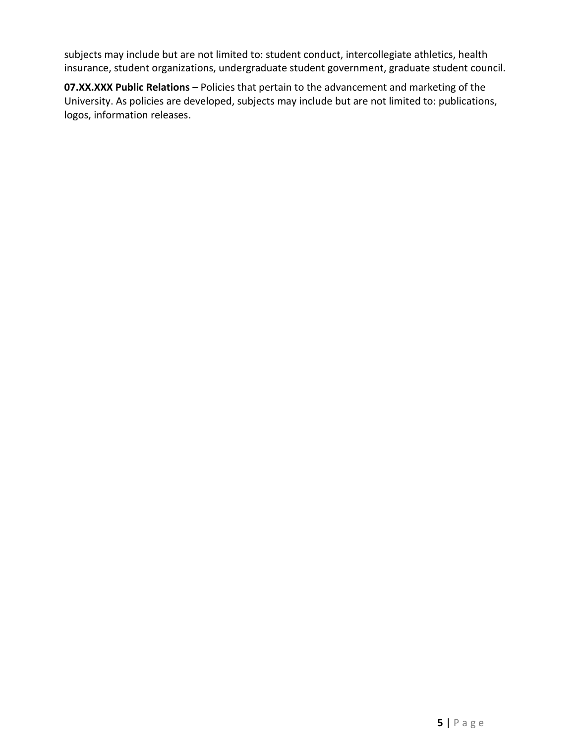subjects may include but are not limited to: student conduct, intercollegiate athletics, health insurance, student organizations, undergraduate student government, graduate student council.

**07.XX.XXX Public Relations** – Policies that pertain to the advancement and marketing of the University. As policies are developed, subjects may include but are not limited to: publications, logos, information releases.